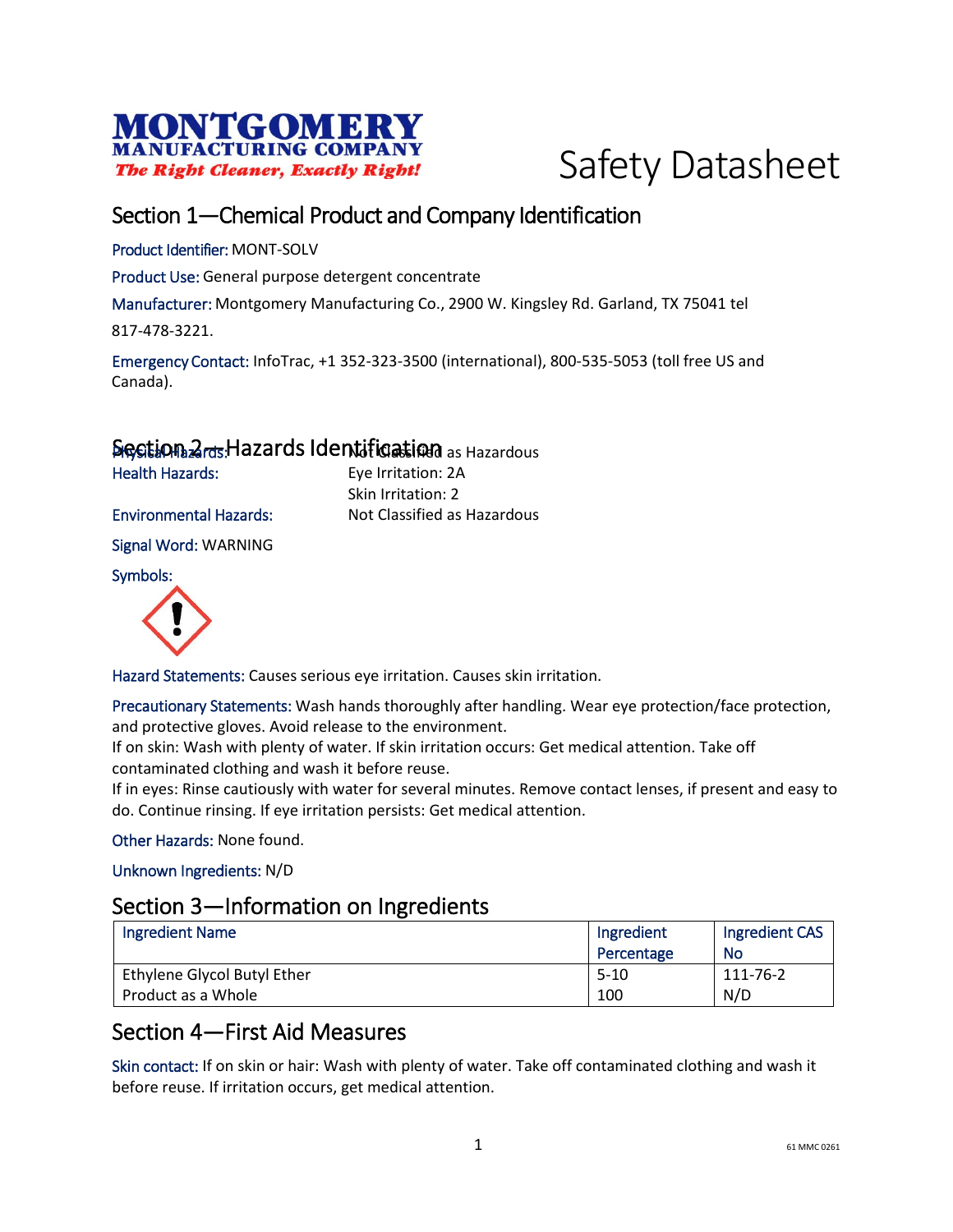MONTGOMERY MANUFACTURING COMPANY
*The Right Cleaner, Exactly Right!*

# Safety Datasheet

## Section 1—Chemical Product and Company Identification

Product Identifier: MONT-SOLV

Product Use: General purpose detergent concentrate

Manufacturer: Montgomery Manufacturing Co., 2900 W. Kingsley Rd. Garland, TX 75041 tel 817-478-3221.

Emergency Contact: InfoTrac, +1 352-323-3500 (international), 800-535-5053 (toll free US and Canada).

## Section 2—Hazards Identification

Physical Hazards: Not Classified as Hazardous

Health Hazards: Eye Irritation: 2A
Skin Irritation: 2

Environmental Hazards: Not Classified as Hazardous

Signal Word: WARNING

Symbols:

Hazard Statements: Causes serious eye irritation. Causes skin irritation.

Precautionary Statements: Wash hands thoroughly after handling. Wear eye protection/face protection, and protective gloves. Avoid release to the environment.
If on skin: Wash with plenty of water. If skin irritation occurs: Get medical attention. Take off contaminated clothing and wash it before reuse.
If in eyes: Rinse cautiously with water for several minutes. Remove contact lenses, if present and easy to do. Continue rinsing. If eye irritation persists: Get medical attention.

Other Hazards: None found.

Unknown Ingredients: N/D

## Section 3—Information on Ingredients

| Ingredient Name | Ingredient Percentage | Ingredient CAS No |
|---|---|---|
| Ethylene Glycol Butyl Ether | 5-10 | 111-76-2 |
| Product as a Whole | 100 | N/D |

## Section 4—First Aid Measures

Skin contact: If on skin or hair: Wash with plenty of water. Take off contaminated clothing and wash it before reuse. If irritation occurs, get medical attention.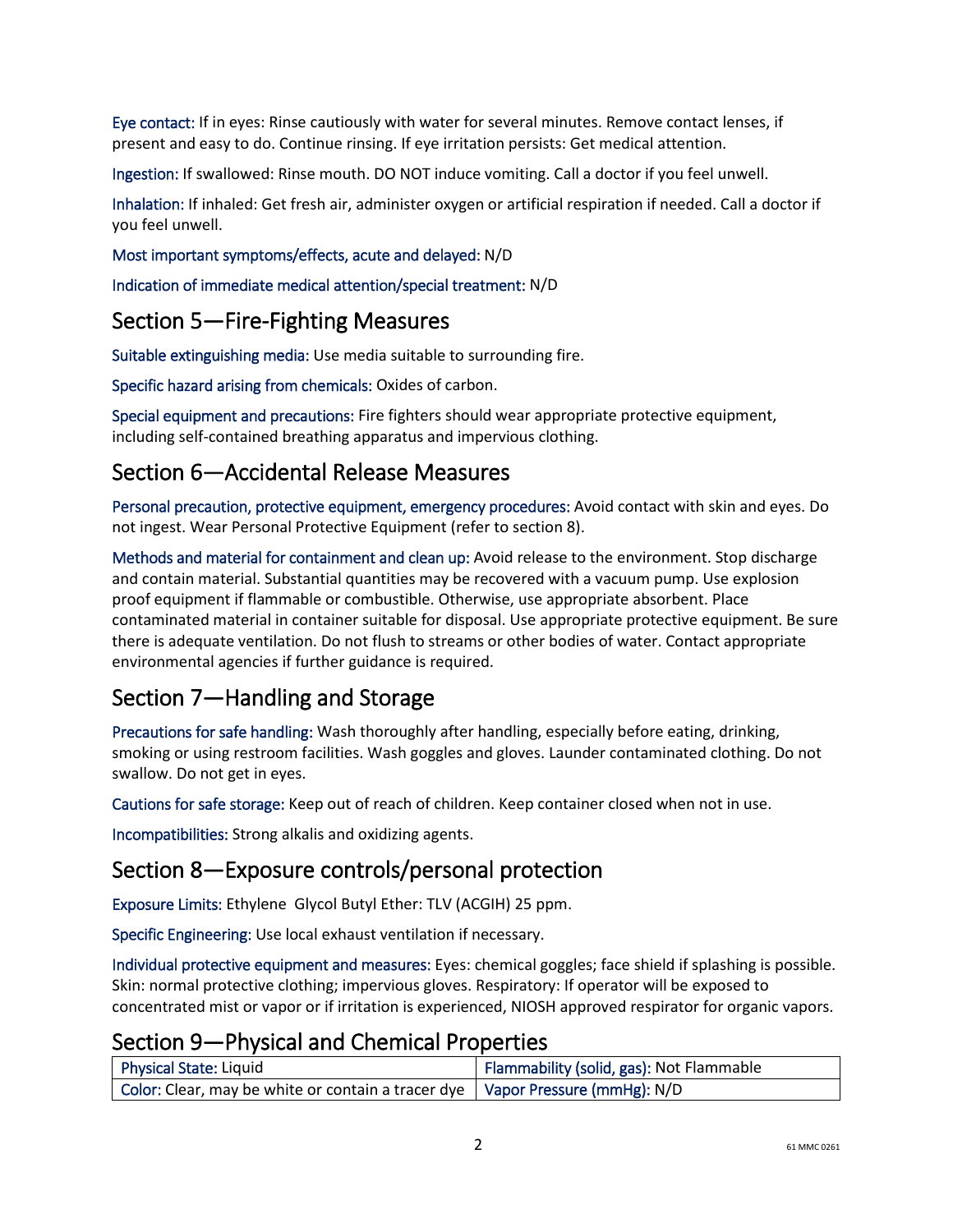**Eye contact:** If in eyes: Rinse cautiously with water for several minutes. Remove contact lenses, if present and easy to do. Continue rinsing. If eye irritation persists: Get medical attention.

**Ingestion:** If swallowed: Rinse mouth. DO NOT induce vomiting. Call a doctor if you feel unwell.

**Inhalation:** If inhaled: Get fresh air, administer oxygen or artificial respiration if needed. Call a doctor if you feel unwell.

**Most important symptoms/effects, acute and delayed:** N/D

**Indication of immediate medical attention/special treatment:** N/D

## Section 5—Fire-Fighting Measures

**Suitable extinguishing media:** Use media suitable to surrounding fire.

**Specific hazard arising from chemicals:** Oxides of carbon.

**Special equipment and precautions:** Fire fighters should wear appropriate protective equipment, including self-contained breathing apparatus and impervious clothing.

## Section 6—Accidental Release Measures

**Personal precaution, protective equipment, emergency procedures:** Avoid contact with skin and eyes. Do not ingest. Wear Personal Protective Equipment (refer to section 8).

**Methods and material for containment and clean up:** Avoid release to the environment. Stop discharge and contain material. Substantial quantities may be recovered with a vacuum pump. Use explosion proof equipment if flammable or combustible. Otherwise, use appropriate absorbent. Place contaminated material in container suitable for disposal. Use appropriate protective equipment. Be sure there is adequate ventilation. Do not flush to streams or other bodies of water. Contact appropriate environmental agencies if further guidance is required.

## Section 7—Handling and Storage

**Precautions for safe handling:** Wash thoroughly after handling, especially before eating, drinking, smoking or using restroom facilities. Wash goggles and gloves. Launder contaminated clothing. Do not swallow. Do not get in eyes.

**Cautions for safe storage:** Keep out of reach of children. Keep container closed when not in use.

**Incompatibilities:** Strong alkalis and oxidizing agents.

## Section 8—Exposure controls/personal protection

**Exposure Limits:** Ethylene Glycol Butyl Ether: TLV (ACGIH) 25 ppm.

**Specific Engineering:** Use local exhaust ventilation if necessary.

**Individual protective equipment and measures:** Eyes: chemical goggles; face shield if splashing is possible. Skin: normal protective clothing; impervious gloves. Respiratory: If operator will be exposed to concentrated mist or vapor or if irritation is experienced, NIOSH approved respirator for organic vapors.

## Section 9—Physical and Chemical Properties

| | |
|---|---|
| **Physical State:** Liquid | **Flammability (solid, gas):** Not Flammable |
| **Color:** Clear, may be white or contain a tracer dye | **Vapor Pressure (mmHg):** N/D |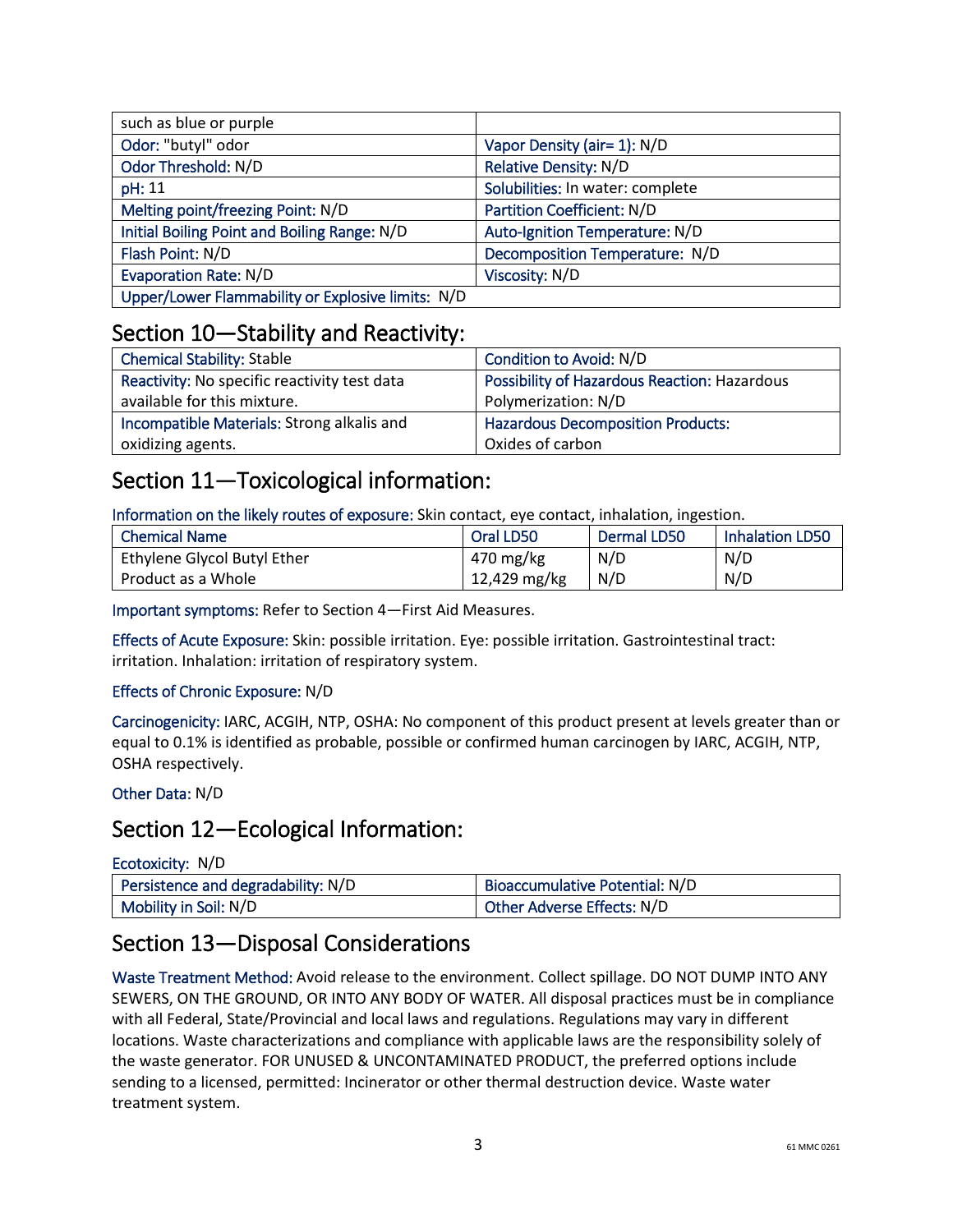| such as blue or purple | |
|---|---|
| Odor: "butyl" odor | Vapor Density (air= 1): N/D |
| Odor Threshold: N/D | Relative Density: N/D |
| pH: 11 | Solubilities: In water: complete |
| Melting point/freezing Point: N/D | Partition Coefficient: N/D |
| Initial Boiling Point and Boiling Range: N/D | Auto-Ignition Temperature: N/D |
| Flash Point: N/D | Decomposition Temperature: N/D |
| Evaporation Rate: N/D | Viscosity: N/D |
| Upper/Lower Flammability or Explosive limits: N/D | |

## Section 10—Stability and Reactivity:

| Chemical Stability: Stable | Condition to Avoid: N/D |
|---|---|
| Reactivity: No specific reactivity test data available for this mixture. | Possibility of Hazardous Reaction: Hazardous Polymerization: N/D |
| Incompatible Materials: Strong alkalis and oxidizing agents. | Hazardous Decomposition Products: Oxides of carbon |

## Section 11—Toxicological information:

Information on the likely routes of exposure: Skin contact, eye contact, inhalation, ingestion.

| Chemical Name | Oral LD50 | Dermal LD50 | Inhalation LD50 |
|---|---|---|---|
| Ethylene Glycol Butyl Ether | 470 mg/kg | N/D | N/D |
| Product as a Whole | 12,429 mg/kg | N/D | N/D |

Important symptoms: Refer to Section 4—First Aid Measures.

Effects of Acute Exposure: Skin: possible irritation. Eye: possible irritation. Gastrointestinal tract: irritation. Inhalation: irritation of respiratory system.

Effects of Chronic Exposure: N/D

Carcinogenicity: IARC, ACGIH, NTP, OSHA: No component of this product present at levels greater than or equal to 0.1% is identified as probable, possible or confirmed human carcinogen by IARC, ACGIH, NTP, OSHA respectively.

Other Data: N/D

## Section 12—Ecological Information:

Ecotoxicity: N/D

| Persistence and degradability: N/D | Bioaccumulative Potential: N/D |
|---|---|
| Mobility in Soil: N/D | Other Adverse Effects: N/D |

## Section 13—Disposal Considerations

Waste Treatment Method: Avoid release to the environment. Collect spillage. DO NOT DUMP INTO ANY SEWERS, ON THE GROUND, OR INTO ANY BODY OF WATER. All disposal practices must be in compliance with all Federal, State/Provincial and local laws and regulations. Regulations may vary in different locations. Waste characterizations and compliance with applicable laws are the responsibility solely of the waste generator. FOR UNUSED & UNCONTAMINATED PRODUCT, the preferred options include sending to a licensed, permitted: Incinerator or other thermal destruction device. Waste water treatment system.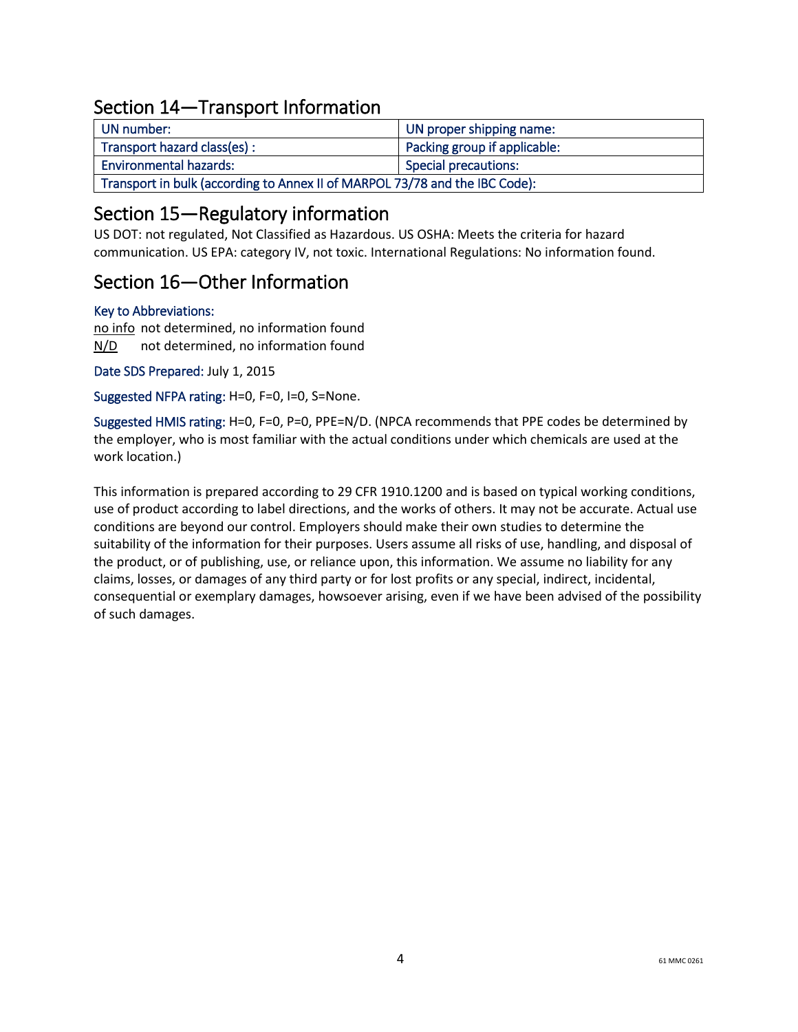## Section 14—Transport Information

| | |
|---|---|
| UN number: | UN proper shipping name: |
| Transport hazard class(es) : | Packing group if applicable: |
| Environmental hazards: | Special precautions: |
| Transport in bulk (according to Annex II of MARPOL 73/78 and the IBC Code): | |

## Section 15—Regulatory information

US DOT: not regulated, Not Classified as Hazardous. US OSHA: Meets the criteria for hazard communication. US EPA: category IV, not toxic. International Regulations: No information found.

## Section 16—Other Information

Key to Abbreviations:

no info  not determined, no information found
N/D  not determined, no information found

Date SDS Prepared: July 1, 2015

Suggested NFPA rating: H=0, F=0, I=0, S=None.

Suggested HMIS rating: H=0, F=0, P=0, PPE=N/D. (NPCA recommends that PPE codes be determined by the employer, who is most familiar with the actual conditions under which chemicals are used at the work location.)

This information is prepared according to 29 CFR 1910.1200 and is based on typical working conditions, use of product according to label directions, and the works of others. It may not be accurate. Actual use conditions are beyond our control. Employers should make their own studies to determine the suitability of the information for their purposes. Users assume all risks of use, handling, and disposal of the product, or of publishing, use, or reliance upon, this information. We assume no liability for any claims, losses, or damages of any third party or for lost profits or any special, indirect, incidental, consequential or exemplary damages, howsoever arising, even if we have been advised of the possibility of such damages.

61 MMC 0261